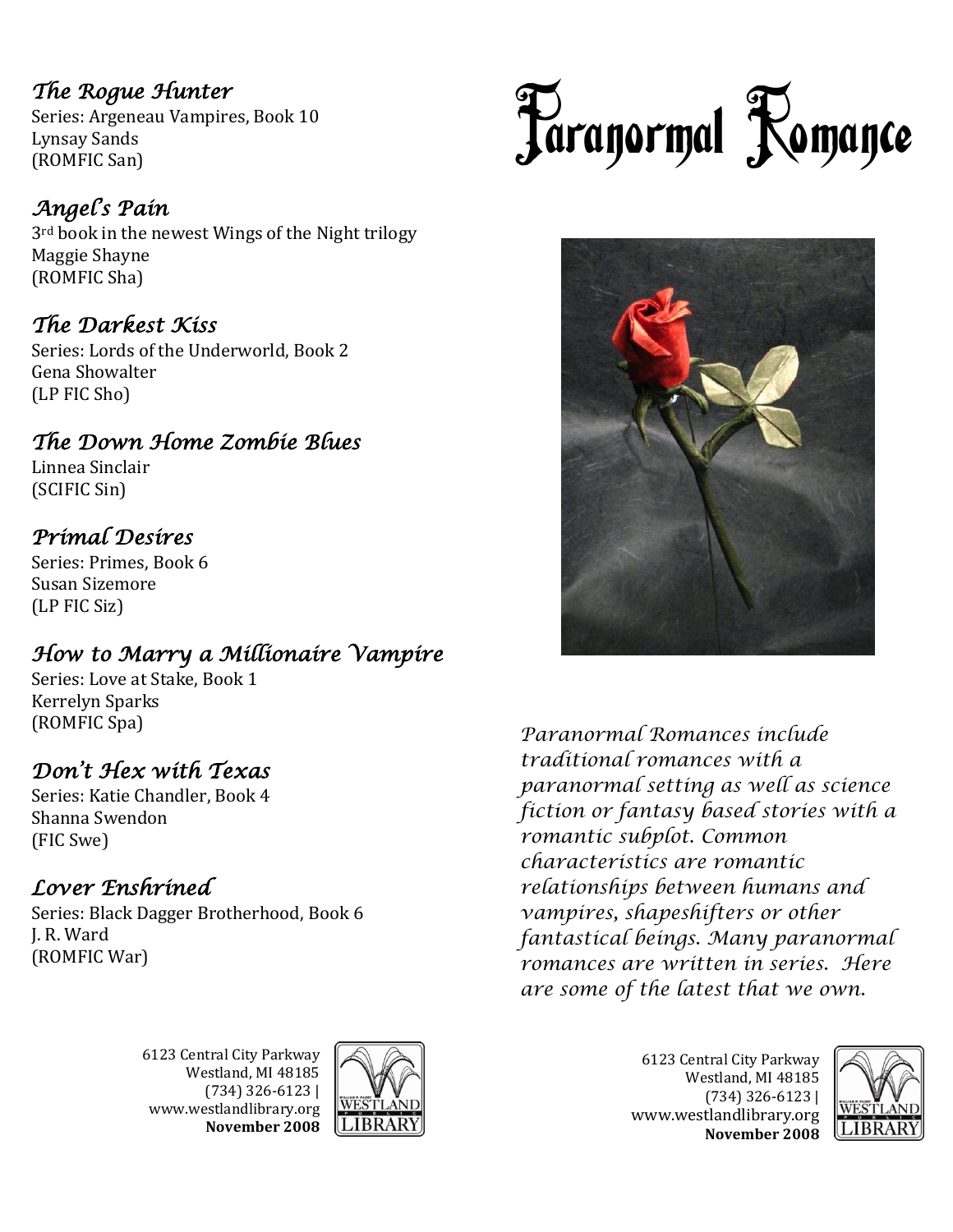# Paranormal Romance

*Paranormal Romances include traditional romances with a paranormal setting as well as science fiction or fantasy based stories with a romantic subplot. Common characteristics are romantic relationships between humans and vampires, shapeshifters or other fantastical beings. Many paranormal romances are written in series. Here are some of the latest that we own.*

### *The Rogue Hunter*
Series: Argeneau Vampires, Book 10
Lynsay Sands
(ROMFIC San)

### *Angel's Pain*
3rd book in the newest Wings of the Night trilogy
Maggie Shayne
(ROMFIC Sha)

### *The Darkest Kiss*
Series: Lords of the Underworld, Book 2
Gena Showalter
(LP FIC Sho)

### *The Down Home Zombie Blues*
Linnea Sinclair
(SCIFIC Sin)

### *Primal Desires*
Series: Primes, Book 6
Susan Sizemore
(LP FIC Siz)

### *How to Marry a Millionaire Vampire*
Series: Love at Stake, Book 1
Kerrelyn Sparks
(ROMFIC Spa)

### *Don't Hex with Texas*
Series: Katie Chandler, Book 4
Shanna Swendon
(FIC Swe)

### *Lover Enshrined*
Series: Black Dagger Brotherhood, Book 6
J. R. Ward
(ROMFIC War)

6123 Central City Parkway
Westland, MI 48185
(734) 326-6123 |
www.westlandlibrary.org
**November 2008**

6123 Central City Parkway
Westland, MI 48185
(734) 326-6123 |
www.westlandlibrary.org
**November 2008**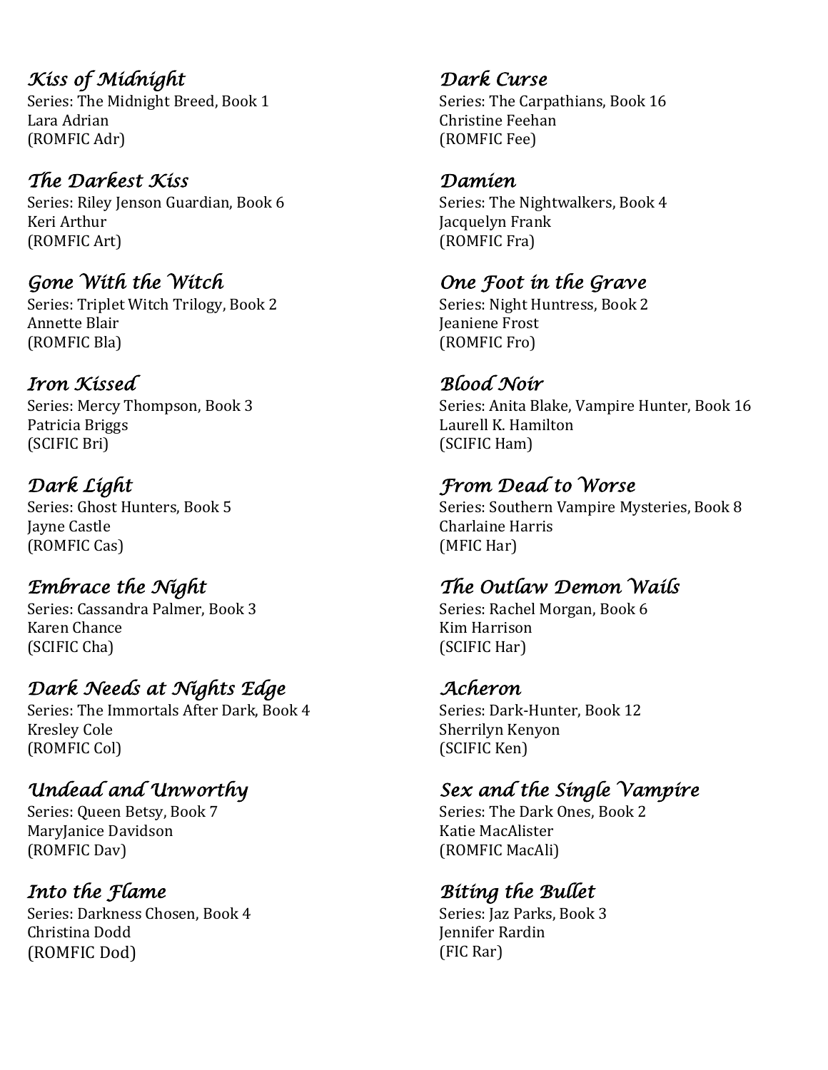*Kiss of Midnight*
Series: The Midnight Breed, Book 1
Lara Adrian
(ROMFIC Adr)

*The Darkest Kiss*
Series: Riley Jenson Guardian, Book 6
Keri Arthur
(ROMFIC Art)

*Gone With the Witch*
Series: Triplet Witch Trilogy, Book 2
Annette Blair
(ROMFIC Bla)

*Iron Kissed*
Series: Mercy Thompson, Book 3
Patricia Briggs
(SCIFIC Bri)

*Dark Light*
Series: Ghost Hunters, Book 5
Jayne Castle
(ROMFIC Cas)

*Embrace the Night*
Series: Cassandra Palmer, Book 3
Karen Chance
(SCIFIC Cha)

*Dark Needs at Nights Edge*
Series: The Immortals After Dark, Book 4
Kresley Cole
(ROMFIC Col)

*Undead and Unworthy*
Series: Queen Betsy, Book 7
MaryJanice Davidson
(ROMFIC Dav)

*Into the Flame*
Series: Darkness Chosen, Book 4
Christina Dodd
(ROMFIC Dod)

*Dark Curse*
Series: The Carpathians, Book 16
Christine Feehan
(ROMFIC Fee)

*Damien*
Series: The Nightwalkers, Book 4
Jacquelyn Frank
(ROMFIC Fra)

*One Foot in the Grave*
Series: Night Huntress, Book 2
Jeaniene Frost
(ROMFIC Fro)

*Blood Noir*
Series: Anita Blake, Vampire Hunter, Book 16
Laurell K. Hamilton
(SCIFIC Ham)

*From Dead to Worse*
Series: Southern Vampire Mysteries, Book 8
Charlaine Harris
(MFIC Har)

*The Outlaw Demon Wails*
Series: Rachel Morgan, Book 6
Kim Harrison
(SCIFIC Har)

*Acheron*
Series: Dark-Hunter, Book 12
Sherrilyn Kenyon
(SCIFIC Ken)

*Sex and the Single Vampire*
Series: The Dark Ones, Book 2
Katie MacAlister
(ROMFIC MacAli)

*Biting the Bullet*
Series: Jaz Parks, Book 3
Jennifer Rardin
(FIC Rar)